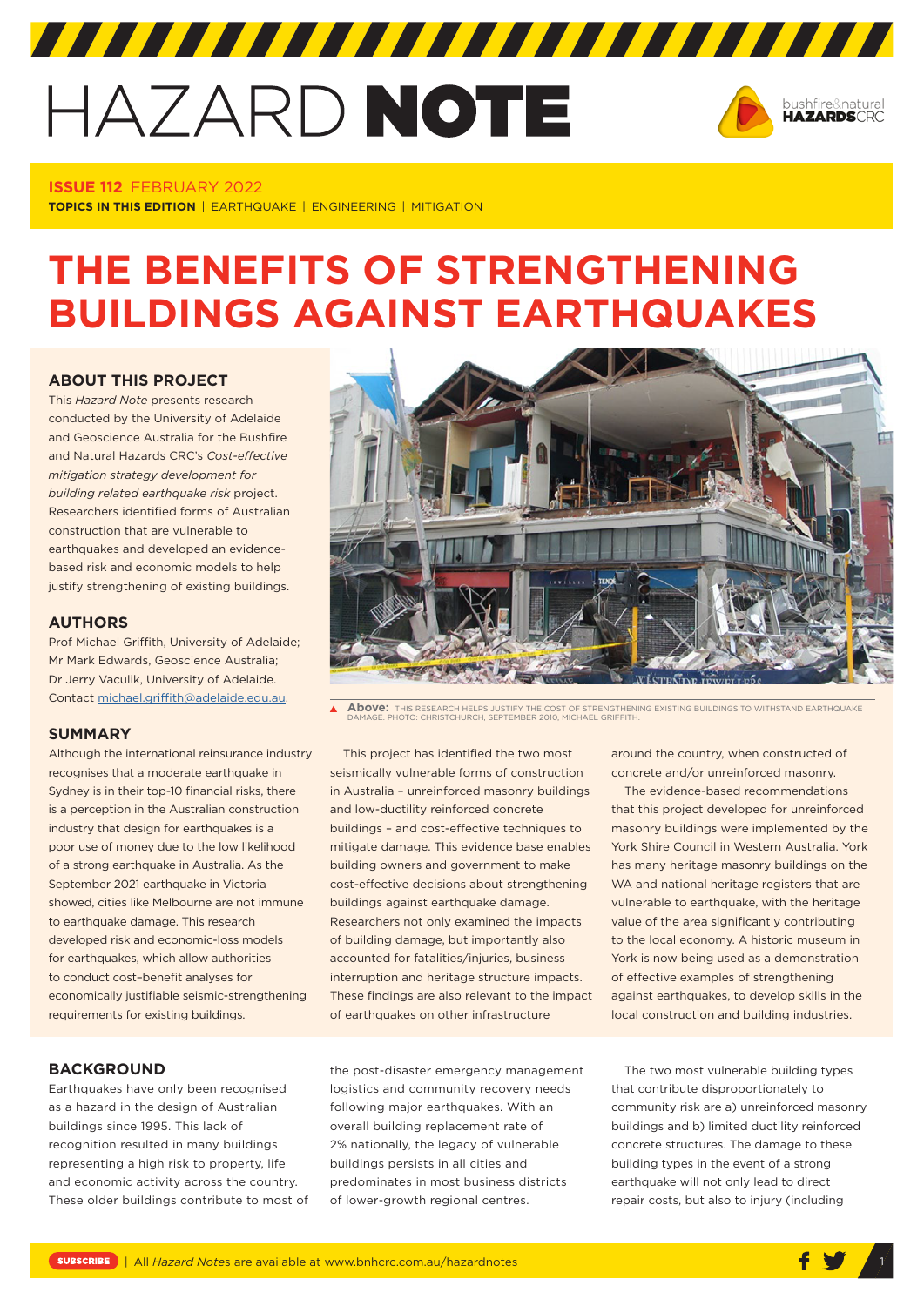# HAZARD NOTE

**ISSUE 112** FEBRUARY 2022

**TOPICS IN THIS EDITION** | EARTHQUAKE | ENGINEERING | MITIGATION

# THE BENEFITS OF STRENGTHENING BUILDINGS AGAINST EARTHQUAKES

## ABOUT THIS PROJECT

This *Hazard Note* presents research conducted by the University of Adelaide and Geoscience Australia for the Bushfire and Natural Hazards CRC's *Cost-effective mitigation strategy development for building related earthquake risk* project. Researchers identified forms of Australian construction that are vulnerable to earthquakes and developed an evidence-based risk and economic models to help justify strengthening of existing buildings.

## AUTHORS

Prof Michael Griffith, University of Adelaide; Mr Mark Edwards, Geoscience Australia; Dr Jerry Vaculik, University of Adelaide. Contact michael.griffith@adelaide.edu.au.

**Above:** THIS RESEARCH HELPS JUSTIFY THE COST OF STRENGTHENING EXISTING BUILDINGS TO WITHSTAND EARTHQUAKE DAMAGE. PHOTO: CHRISTCHURCH, SEPTEMBER 2010, MICHAEL GRIFFITH.

## SUMMARY

Although the international reinsurance industry recognises that a moderate earthquake in Sydney is in their top-10 financial risks, there is a perception in the Australian construction industry that design for earthquakes is a poor use of money due to the low likelihood of a strong earthquake in Australia. As the September 2021 earthquake in Victoria showed, cities like Melbourne are not immune to earthquake damage. This research developed risk and economic-loss models for earthquakes, which allow authorities to conduct cost–benefit analyses for economically justifiable seismic-strengthening requirements for existing buildings.

This project has identified the two most seismically vulnerable forms of construction in Australia – unreinforced masonry buildings and low-ductility reinforced concrete buildings – and cost-effective techniques to mitigate damage. This evidence base enables building owners and government to make cost-effective decisions about strengthening buildings against earthquake damage. Researchers not only examined the impacts of building damage, but importantly also accounted for fatalities/injuries, business interruption and heritage structure impacts. These findings are also relevant to the impact of earthquakes on other infrastructure around the country, when constructed of concrete and/or unreinforced masonry.

The evidence-based recommendations that this project developed for unreinforced masonry buildings were implemented by the York Shire Council in Western Australia. York has many heritage masonry buildings on the WA and national heritage registers that are vulnerable to earthquake, with the heritage value of the area significantly contributing to the local economy. A historic museum in York is now being used as a demonstration of effective examples of strengthening against earthquakes, to develop skills in the local construction and building industries.

## BACKGROUND

Earthquakes have only been recognised as a hazard in the design of Australian buildings since 1995. This lack of recognition resulted in many buildings representing a high risk to property, life and economic activity across the country. These older buildings contribute to most of the post-disaster emergency management logistics and community recovery needs following major earthquakes. With an overall building replacement rate of 2% nationally, the legacy of vulnerable buildings persists in all cities and predominates in most business districts of lower-growth regional centres.

The two most vulnerable building types that contribute disproportionately to community risk are a) unreinforced masonry buildings and b) limited ductility reinforced concrete structures. The damage to these building types in the event of a strong earthquake will not only lead to direct repair costs, but also to injury (including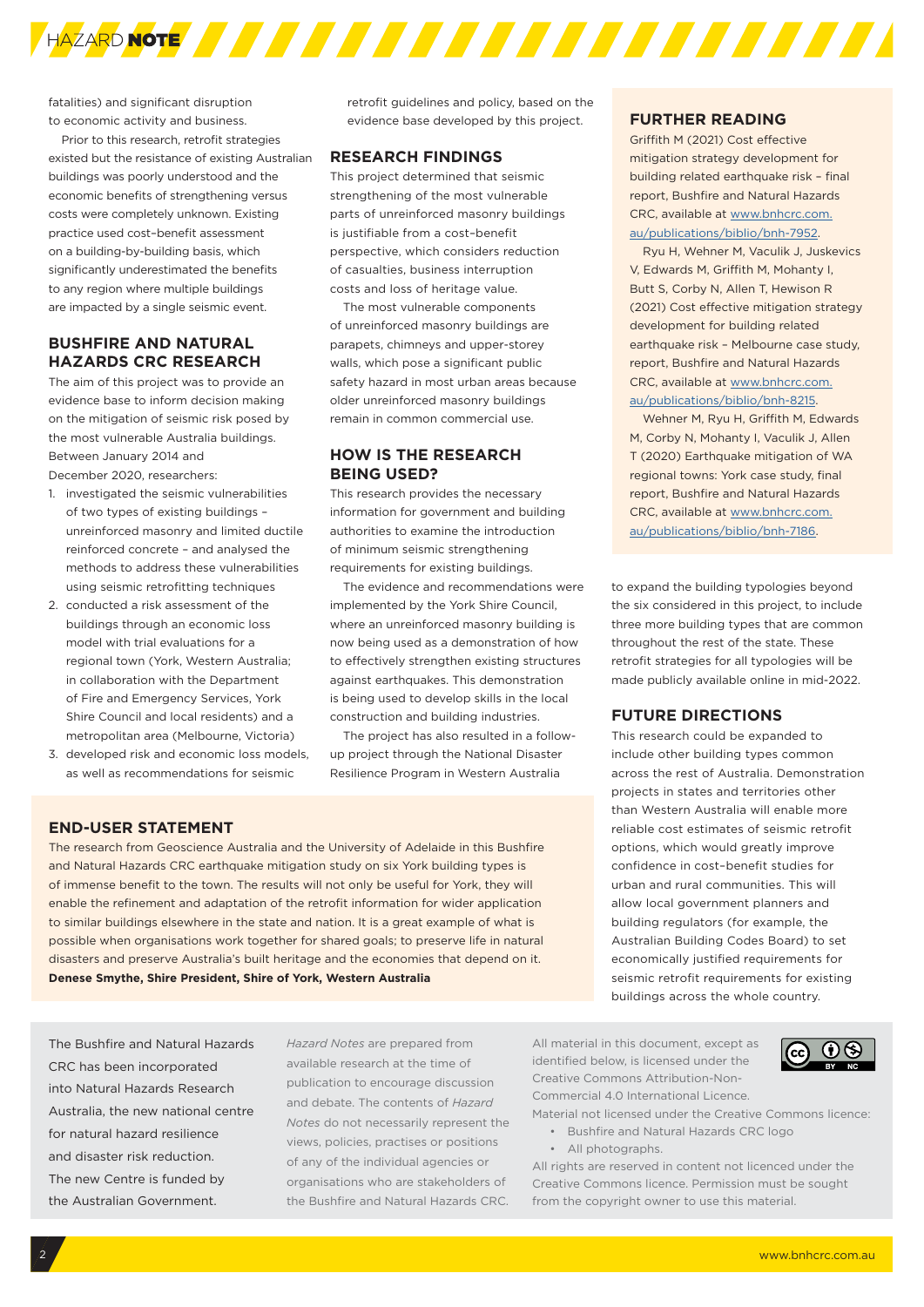fatalities) and significant disruption to economic activity and business.

Prior to this research, retrofit strategies existed but the resistance of existing Australian buildings was poorly understood and the economic benefits of strengthening versus costs were completely unknown. Existing practice used cost–benefit assessment on a building-by-building basis, which significantly underestimated the benefits to any region where multiple buildings are impacted by a single seismic event.

## BUSHFIRE AND NATURAL HAZARDS CRC RESEARCH

The aim of this project was to provide an evidence base to inform decision making on the mitigation of seismic risk posed by the most vulnerable Australia buildings. Between January 2014 and December 2020, researchers:

1. investigated the seismic vulnerabilities of two types of existing buildings – unreinforced masonry and limited ductile reinforced concrete – and analysed the methods to address these vulnerabilities using seismic retrofitting techniques
2. conducted a risk assessment of the buildings through an economic loss model with trial evaluations for a regional town (York, Western Australia; in collaboration with the Department of Fire and Emergency Services, York Shire Council and local residents) and a metropolitan area (Melbourne, Victoria)
3. developed risk and economic loss models, as well as recommendations for seismic retrofit guidelines and policy, based on the evidence base developed by this project.

## RESEARCH FINDINGS

This project determined that seismic strengthening of the most vulnerable parts of unreinforced masonry buildings is justifiable from a cost–benefit perspective, which considers reduction of casualties, business interruption costs and loss of heritage value.

The most vulnerable components of unreinforced masonry buildings are parapets, chimneys and upper-storey walls, which pose a significant public safety hazard in most urban areas because older unreinforced masonry buildings remain in common commercial use.

## HOW IS THE RESEARCH BEING USED?

This research provides the necessary information for government and building authorities to examine the introduction of minimum seismic strengthening requirements for existing buildings.

The evidence and recommendations were implemented by the York Shire Council, where an unreinforced masonry building is now being used as a demonstration of how to effectively strengthen existing structures against earthquakes. This demonstration is being used to develop skills in the local construction and building industries.

The project has also resulted in a follow-up project through the National Disaster Resilience Program in Western Australia to expand the building typologies beyond the six considered in this project, to include three more building types that are common throughout the rest of the state. These retrofit strategies for all typologies will be made publicly available online in mid-2022.

## FUTURE DIRECTIONS

This research could be expanded to include other building types common across the rest of Australia. Demonstration projects in states and territories other than Western Australia will enable more reliable cost estimates of seismic retrofit options, which would greatly improve confidence in cost–benefit studies for urban and rural communities. This will allow local government planners and building regulators (for example, the Australian Building Codes Board) to set economically justified requirements for seismic retrofit requirements for existing buildings across the whole country.

## END-USER STATEMENT

The research from Geoscience Australia and the University of Adelaide in this Bushfire and Natural Hazards CRC earthquake mitigation study on six York building types is of immense benefit to the town. The results will not only be useful for York, they will enable the refinement and adaptation of the retrofit information for wider application to similar buildings elsewhere in the state and nation. It is a great example of what is possible when organisations work together for shared goals; to preserve life in natural disasters and preserve Australia's built heritage and the economies that depend on it.

**Denese Smythe, Shire President, Shire of York, Western Australia**

## FURTHER READING

Griffith M (2021) Cost effective mitigation strategy development for building related earthquake risk – final report, Bushfire and Natural Hazards CRC, available at www.bnhcrc.com.au/publications/biblio/bnh-7952.

Ryu H, Wehner M, Vaculik J, Juskevics V, Edwards M, Griffith M, Mohanty I, Butt S, Corby N, Allen T, Hewison R (2021) Cost effective mitigation strategy development for building related earthquake risk – Melbourne case study, report, Bushfire and Natural Hazards CRC, available at www.bnhcrc.com.au/publications/biblio/bnh-8215.

Wehner M, Ryu H, Griffith M, Edwards M, Corby N, Mohanty I, Vaculik J, Allen T (2020) Earthquake mitigation of WA regional towns: York case study, final report, Bushfire and Natural Hazards CRC, available at www.bnhcrc.com.au/publications/biblio/bnh-7186.

The Bushfire and Natural Hazards CRC has been incorporated into Natural Hazards Research Australia, the new national centre for natural hazard resilience and disaster risk reduction. The new Centre is funded by the Australian Government.

*Hazard Notes* are prepared from available research at the time of publication to encourage discussion and debate. The contents of *Hazard Notes* do not necessarily represent the views, policies, practises or positions of any of the individual agencies or organisations who are stakeholders of the Bushfire and Natural Hazards CRC.

All material in this document, except as identified below, is licensed under the Creative Commons Attribution-Non-Commercial 4.0 International Licence.

Material not licensed under the Creative Commons licence:

- Bushfire and Natural Hazards CRC logo
- All photographs.

All rights are reserved in content not licenced under the Creative Commons licence. Permission must be sought from the copyright owner to use this material.